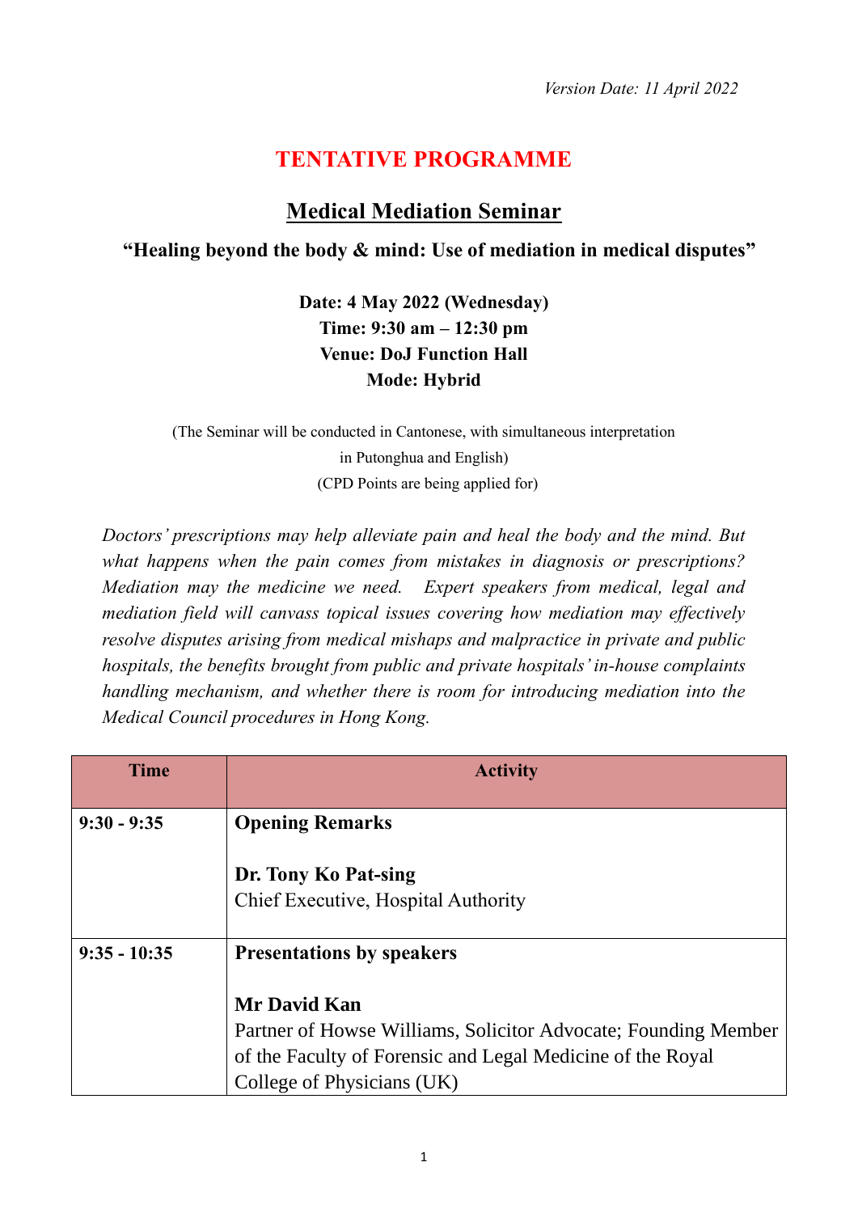*Version Date: 11 April 2022*

# TENTATIVE PROGRAMME

## Medical Mediation Seminar

### "Healing beyond the body & mind: Use of mediation in medical disputes"

**Date: 4 May 2022 (Wednesday)**
**Time: 9:30 am – 12:30 pm**
**Venue: DoJ Function Hall**
**Mode: Hybrid**

(The Seminar will be conducted in Cantonese, with simultaneous interpretation in Putonghua and English)
(CPD Points are being applied for)

*Doctors' prescriptions may help alleviate pain and heal the body and the mind. But what happens when the pain comes from mistakes in diagnosis or prescriptions? Mediation may the medicine we need. Expert speakers from medical, legal and mediation field will canvass topical issues covering how mediation may effectively resolve disputes arising from medical mishaps and malpractice in private and public hospitals, the benefits brought from public and private hospitals' in-house complaints handling mechanism, and whether there is room for introducing mediation into the Medical Council procedures in Hong Kong.*

| Time | Activity |
|---|---|
| **9:30 - 9:35** | **Opening Remarks**<br><br>**Dr. Tony Ko Pat-sing**<br>Chief Executive, Hospital Authority |
| **9:35 - 10:35** | **Presentations by speakers**<br><br>**Mr David Kan**<br>Partner of Howse Williams, Solicitor Advocate; Founding Member of the Faculty of Forensic and Legal Medicine of the Royal College of Physicians (UK) |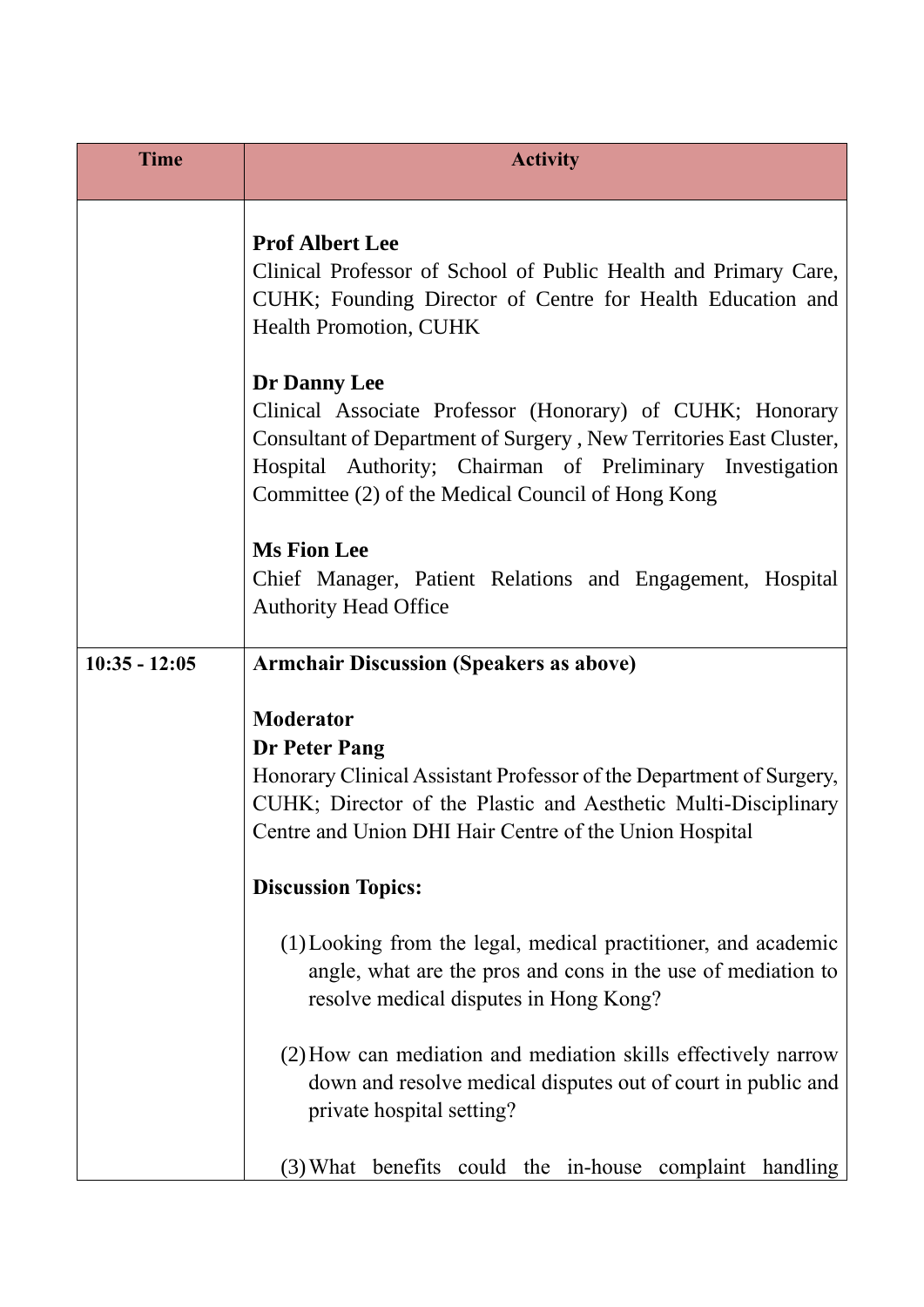| Time | Activity |
| --- | --- |
| | **Prof Albert Lee**<br>Clinical Professor of School of Public Health and Primary Care, CUHK; Founding Director of Centre for Health Education and Health Promotion, CUHK<br><br>**Dr Danny Lee**<br>Clinical Associate Professor (Honorary) of CUHK; Honorary Consultant of Department of Surgery , New Territories East Cluster, Hospital Authority; Chairman of Preliminary Investigation Committee (2) of the Medical Council of Hong Kong<br><br>**Ms Fion Lee**<br>Chief Manager, Patient Relations and Engagement, Hospital Authority Head Office |
| **10:35 - 12:05** | **Armchair Discussion (Speakers as above)**<br><br>**Moderator**<br>**Dr Peter Pang**<br>Honorary Clinical Assistant Professor of the Department of Surgery, CUHK; Director of the Plastic and Aesthetic Multi-Disciplinary Centre and Union DHI Hair Centre of the Union Hospital<br><br>**Discussion Topics:**<br><br>(1) Looking from the legal, medical practitioner, and academic angle, what are the pros and cons in the use of mediation to resolve medical disputes in Hong Kong?<br><br>(2) How can mediation and mediation skills effectively narrow down and resolve medical disputes out of court in public and private hospital setting?<br><br>(3) What benefits could the in-house complaint handling |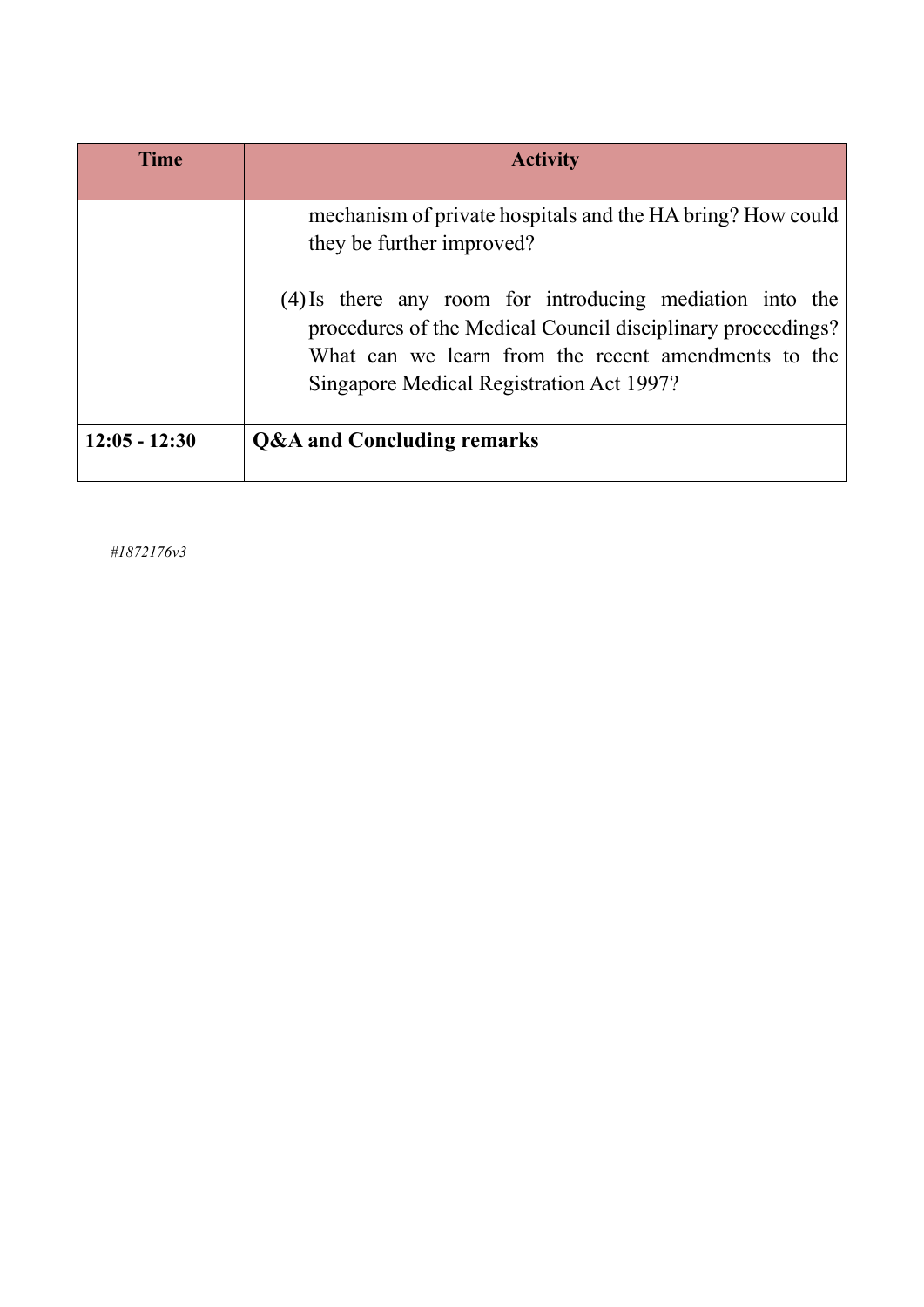| Time | Activity |
|---|---|
| | mechanism of private hospitals and the HA bring? How could they be further improved?<br><br>(4) Is there any room for introducing mediation into the procedures of the Medical Council disciplinary proceedings? What can we learn from the recent amendments to the Singapore Medical Registration Act 1997? |
| **12:05 - 12:30** | **Q&A and Concluding remarks** |

*#1872176v3*